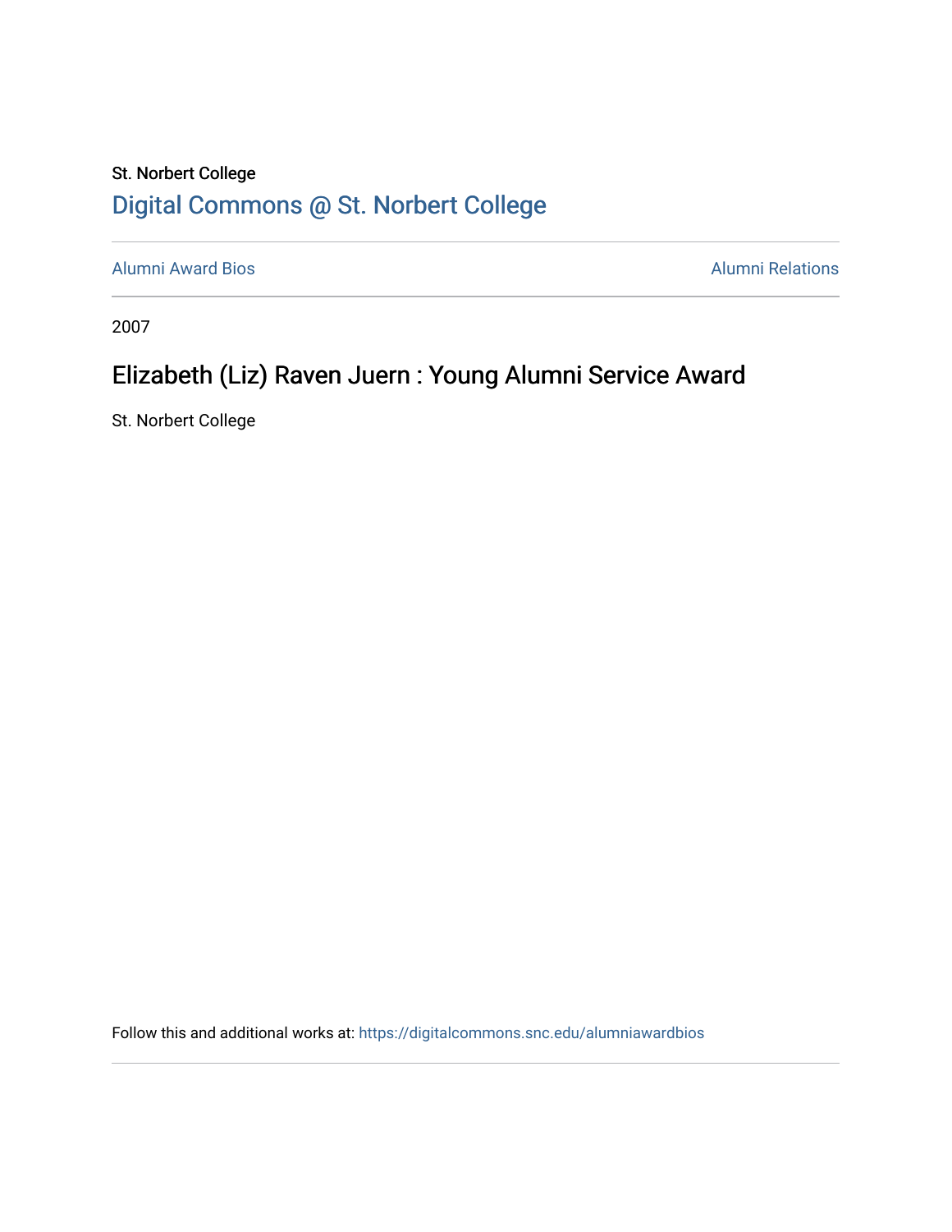St. Norbert College

Digital Commons @ St. Norbert College

Alumni Award Bios

Alumni Relations

2007

# Elizabeth (Liz) Raven Juern : Young Alumni Service Award

St. Norbert College

Follow this and additional works at: https://digitalcommons.snc.edu/alumniawardbios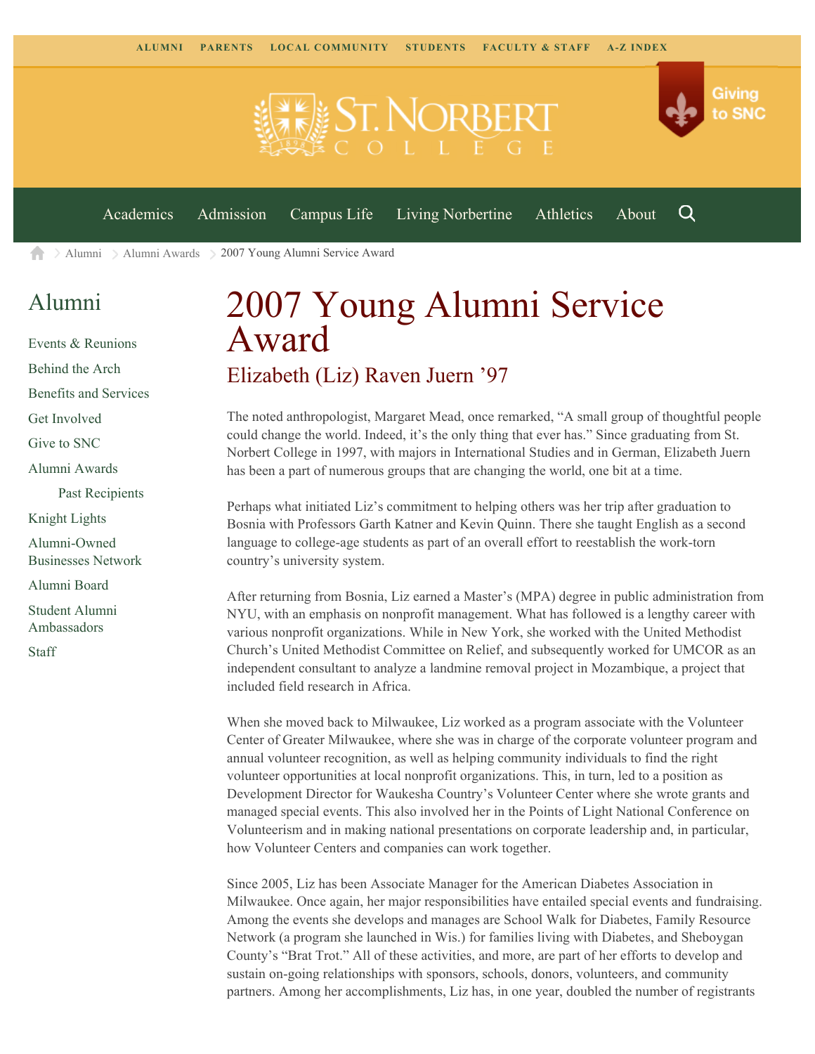ALUMNI PARENTS LOCAL COMMUNITY STUDENTS FACULTY & STAFF A-Z INDEX

Giving to SNC

Academics Admission Campus Life Living Norbertine Athletics About

Alumni > Alumni Awards > 2007 Young Alumni Service Award

## Alumni

- Events & Reunions
- Behind the Arch
- Benefits and Services
- Get Involved
- Give to SNC
- Alumni Awards
  - Past Recipients
- Knight Lights
- Alumni-Owned Businesses Network
- Alumni Board
- Student Alumni Ambassadors
- Staff

# 2007 Young Alumni Service Award

## Elizabeth (Liz) Raven Juern '97

The noted anthropologist, Margaret Mead, once remarked, "A small group of thoughtful people could change the world. Indeed, it's the only thing that ever has." Since graduating from St. Norbert College in 1997, with majors in International Studies and in German, Elizabeth Juern has been a part of numerous groups that are changing the world, one bit at a time.

Perhaps what initiated Liz's commitment to helping others was her trip after graduation to Bosnia with Professors Garth Katner and Kevin Quinn. There she taught English as a second language to college-age students as part of an overall effort to reestablish the work-torn country's university system.

After returning from Bosnia, Liz earned a Master's (MPA) degree in public administration from NYU, with an emphasis on nonprofit management. What has followed is a lengthy career with various nonprofit organizations. While in New York, she worked with the United Methodist Church's United Methodist Committee on Relief, and subsequently worked for UMCOR as an independent consultant to analyze a landmine removal project in Mozambique, a project that included field research in Africa.

When she moved back to Milwaukee, Liz worked as a program associate with the Volunteer Center of Greater Milwaukee, where she was in charge of the corporate volunteer program and annual volunteer recognition, as well as helping community individuals to find the right volunteer opportunities at local nonprofit organizations. This, in turn, led to a position as Development Director for Waukesha Country's Volunteer Center where she wrote grants and managed special events. This also involved her in the Points of Light National Conference on Volunteerism and in making national presentations on corporate leadership and, in particular, how Volunteer Centers and companies can work together.

Since 2005, Liz has been Associate Manager for the American Diabetes Association in Milwaukee. Once again, her major responsibilities have entailed special events and fundraising. Among the events she develops and manages are School Walk for Diabetes, Family Resource Network (a program she launched in Wis.) for families living with Diabetes, and Sheboygan County's "Brat Trot." All of these activities, and more, are part of her efforts to develop and sustain on-going relationships with sponsors, schools, donors, volunteers, and community partners. Among her accomplishments, Liz has, in one year, doubled the number of registrants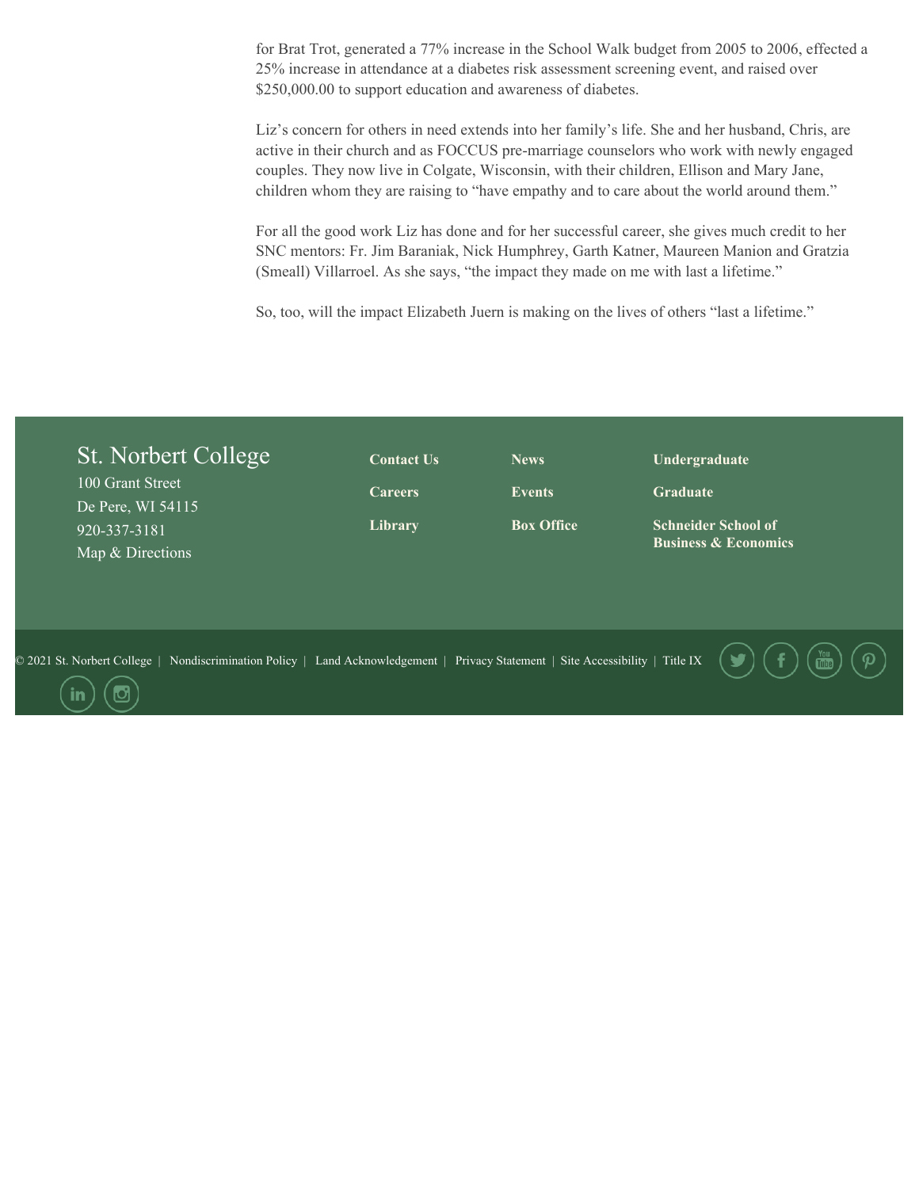for Brat Trot, generated a 77% increase in the School Walk budget from 2005 to 2006, effected a 25% increase in attendance at a diabetes risk assessment screening event, and raised over $250,000.00 to support education and awareness of diabetes.

Liz’s concern for others in need extends into her family’s life. She and her husband, Chris, are active in their church and as FOCCUS pre-marriage counselors who work with newly engaged couples. They now live in Colgate, Wisconsin, with their children, Ellison and Mary Jane, children whom they are raising to “have empathy and to care about the world around them.”

For all the good work Liz has done and for her successful career, she gives much credit to her SNC mentors: Fr. Jim Baraniak, Nick Humphrey, Garth Katner, Maureen Manion and Gratzia (Smeall) Villarroel. As she says, “the impact they made on me with last a lifetime.”

So, too, will the impact Elizabeth Juern is making on the lives of others “last a lifetime.”

St. Norbert College
100 Grant Street
De Pere, WI 54115
920-337-3181
Map & Directions

**Contact Us**
**Careers**
**Library**

**News**
**Events**
**Box Office**

**Undergraduate**
**Graduate**
**Schneider School of Business & Economics**

© 2021 St. Norbert College | Nondiscrimination Policy | Land Acknowledgement | Privacy Statement | Site Accessibility | Title IX